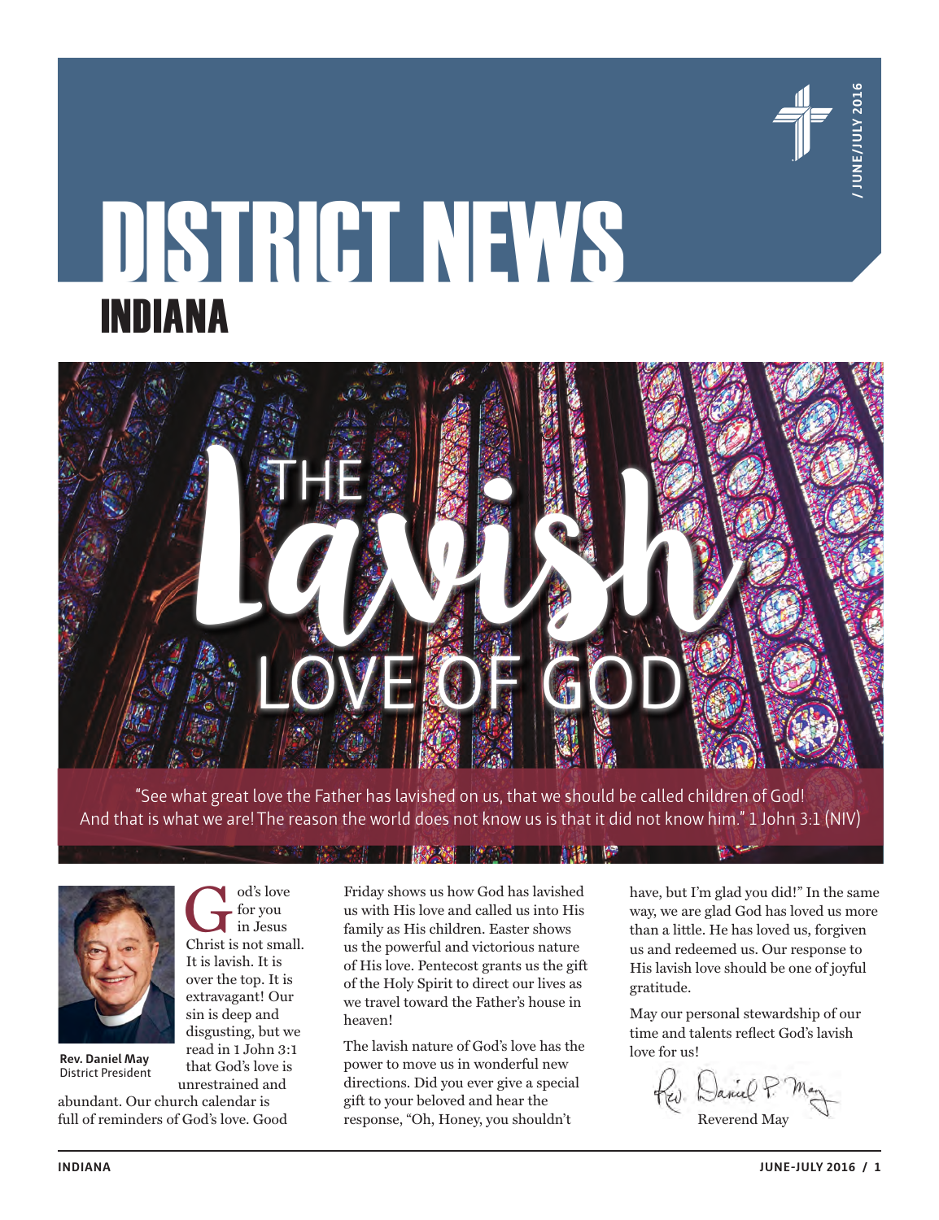# DISTRICT NEWS

## INDIANA

/ JUNE/JULY 2016

# THE *Lavish* LOVE OF GOD

"See what great love the Father has lavished on us, that we should be called children of God! And that is what we are! The reason the world does not know us is that it did not know him." 1 John 3:1 (NIV)

**Rev. Daniel May**
District President

God's love for you in Jesus Christ is not small. It is lavish. It is over the top. It is extravagant! Our sin is deep and disgusting, but we read in 1 John 3:1 that God's love is unrestrained and abundant. Our church calendar is full of reminders of God's love. Good Friday shows us how God has lavished us with His love and called us into His family as His children. Easter shows us the powerful and victorious nature of His love. Pentecost grants us the gift of the Holy Spirit to direct our lives as we travel toward the Father's house in heaven!

The lavish nature of God's love has the power to move us in wonderful new directions. Did you ever give a special gift to your beloved and hear the response, "Oh, Honey, you shouldn't have, but I'm glad you did!" In the same way, we are glad God has loved us more than a little. He has loved us, forgiven us and redeemed us. Our response to His lavish love should be one of joyful gratitude.

May our personal stewardship of our time and talents reflect God's lavish love for us!

Rev. Daniel P. May

Reverend May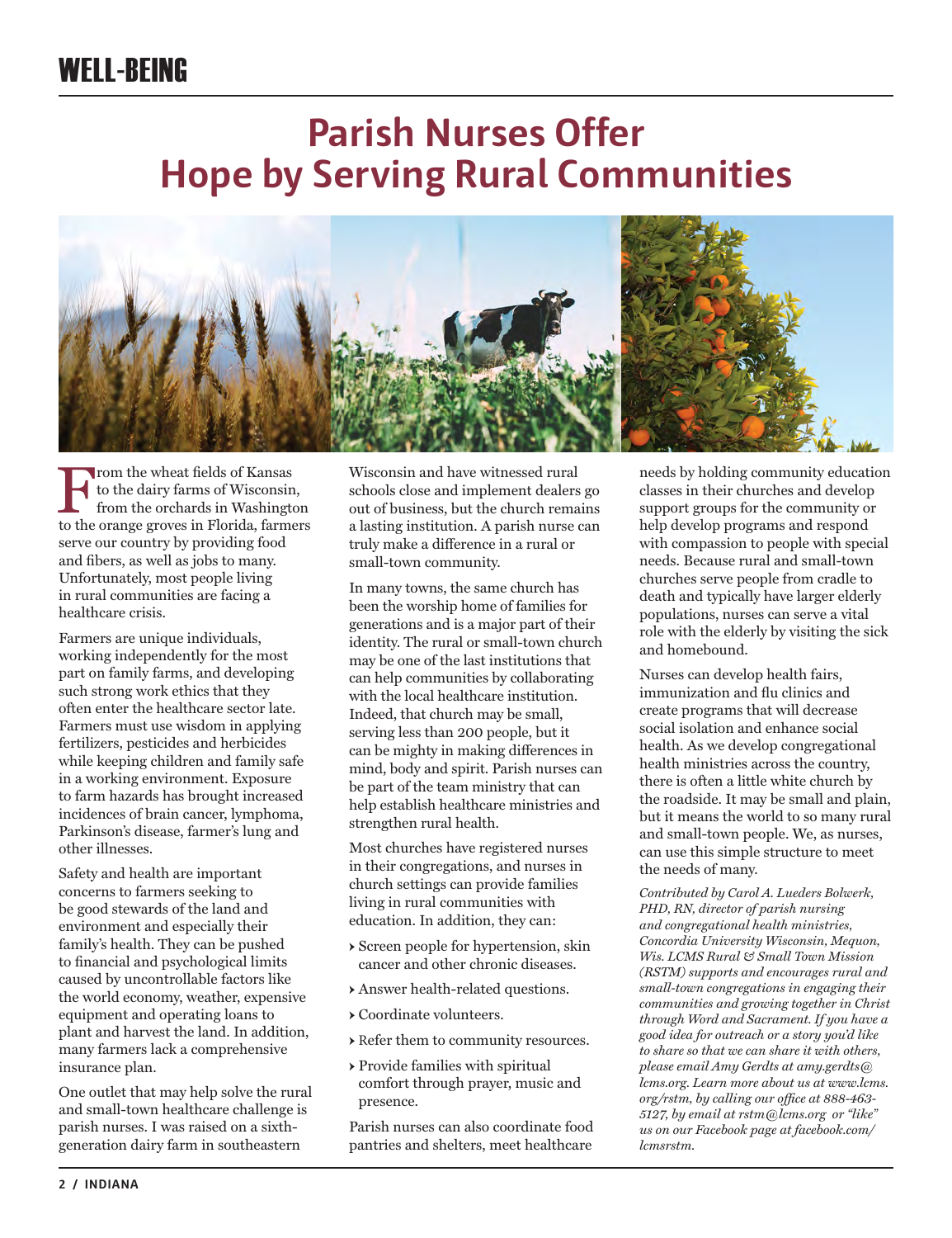WELL-BEING

# Parish Nurses Offer Hope by Serving Rural Communities

From the wheat fields of Kansas to the dairy farms of Wisconsin, from the orchards in Washington to the orange groves in Florida, farmers serve our country by providing food and fibers, as well as jobs to many. Unfortunately, most people living in rural communities are facing a healthcare crisis.

Farmers are unique individuals, working independently for the most part on family farms, and developing such strong work ethics that they often enter the healthcare sector late. Farmers must use wisdom in applying fertilizers, pesticides and herbicides while keeping children and family safe in a working environment. Exposure to farm hazards has brought increased incidences of brain cancer, lymphoma, Parkinson's disease, farmer's lung and other illnesses.

Safety and health are important concerns to farmers seeking to be good stewards of the land and environment and especially their family's health. They can be pushed to financial and psychological limits caused by uncontrollable factors like the world economy, weather, expensive equipment and operating loans to plant and harvest the land. In addition, many farmers lack a comprehensive insurance plan.

One outlet that may help solve the rural and small-town healthcare challenge is parish nurses. I was raised on a sixth-generation dairy farm in southeastern Wisconsin and have witnessed rural schools close and implement dealers go out of business, but the church remains a lasting institution. A parish nurse can truly make a difference in a rural or small-town community.

In many towns, the same church has been the worship home of families for generations and is a major part of their identity. The rural or small-town church may be one of the last institutions that can help communities by collaborating with the local healthcare institution. Indeed, that church may be small, serving less than 200 people, but it can be mighty in making differences in mind, body and spirit. Parish nurses can be part of the team ministry that can help establish healthcare ministries and strengthen rural health.

Most churches have registered nurses in their congregations, and nurses in church settings can provide families living in rural communities with education. In addition, they can:

- Screen people for hypertension, skin cancer and other chronic diseases.
- Answer health-related questions.
- Coordinate volunteers.
- Refer them to community resources.
- Provide families with spiritual comfort through prayer, music and presence.

Parish nurses can also coordinate food pantries and shelters, meet healthcare needs by holding community education classes in their churches and develop support groups for the community or help develop programs and respond with compassion to people with special needs. Because rural and small-town churches serve people from cradle to death and typically have larger elderly populations, nurses can serve a vital role with the elderly by visiting the sick and homebound.

Nurses can develop health fairs, immunization and flu clinics and create programs that will decrease social isolation and enhance social health. As we develop congregational health ministries across the country, there is often a little white church by the roadside. It may be small and plain, but it means the world to so many rural and small-town people. We, as nurses, can use this simple structure to meet the needs of many.

*Contributed by Carol A. Lueders Bolwerk, PHD, RN, director of parish nursing and congregational health ministries, Concordia University Wisconsin, Mequon, Wis. LCMS Rural & Small Town Mission (RSTM) supports and encourages rural and small-town congregations in engaging their communities and growing together in Christ through Word and Sacrament. If you have a good idea for outreach or a story you'd like to share so that we can share it with others, please email Amy Gerdts at amy.gerdts@lcms.org. Learn more about us at www.lcms.org/rstm, by calling our office at 888-463-5127, by email at rstm@lcms.org or "like" us on our Facebook page at facebook.com/lcmsrstm.*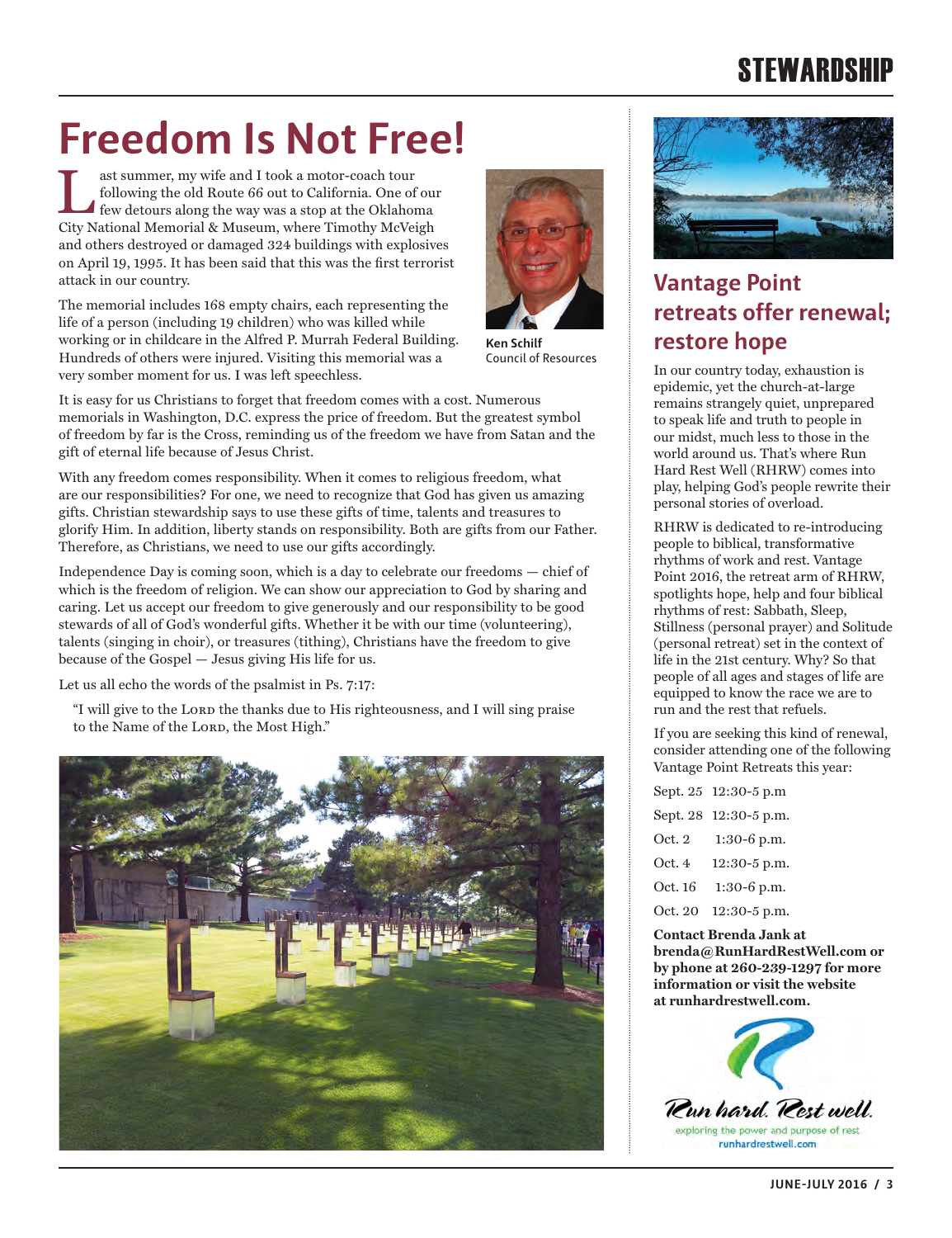# Freedom Is Not Free!

Last summer, my wife and I took a motor-coach tour following the old Route 66 out to California. One of our few detours along the way was a stop at the Oklahoma City National Memorial & Museum, where Timothy McVeigh and others destroyed or damaged 324 buildings with explosives on April 19, 1995. It has been said that this was the first terrorist attack in our country.

The memorial includes 168 empty chairs, each representing the life of a person (including 19 children) who was killed while working or in childcare in the Alfred P. Murrah Federal Building. Hundreds of others were injured. Visiting this memorial was a very somber moment for us. I was left speechless.

**Ken Schilf**
Council of Resources

It is easy for us Christians to forget that freedom comes with a cost. Numerous memorials in Washington, D.C. express the price of freedom. But the greatest symbol of freedom by far is the Cross, reminding us of the freedom we have from Satan and the gift of eternal life because of Jesus Christ.

With any freedom comes responsibility. When it comes to religious freedom, what are our responsibilities? For one, we need to recognize that God has given us amazing gifts. Christian stewardship says to use these gifts of time, talents and treasures to glorify Him. In addition, liberty stands on responsibility. Both are gifts from our Father. Therefore, as Christians, we need to use our gifts accordingly.

Independence Day is coming soon, which is a day to celebrate our freedoms — chief of which is the freedom of religion. We can show our appreciation to God by sharing and caring. Let us accept our freedom to give generously and our responsibility to be good stewards of all of God's wonderful gifts. Whether it be with our time (volunteering), talents (singing in choir), or treasures (tithing), Christians have the freedom to give because of the Gospel — Jesus giving His life for us.

Let us all echo the words of the psalmist in Ps. 7:17:

> "I will give to the LORD the thanks due to His righteousness, and I will sing praise to the Name of the LORD, the Most High."

## Vantage Point retreats offer renewal; restore hope

In our country today, exhaustion is epidemic, yet the church-at-large remains strangely quiet, unprepared to speak life and truth to people in our midst, much less to those in the world around us. That's where Run Hard Rest Well (RHRW) comes into play, helping God's people rewrite their personal stories of overload.

RHRW is dedicated to re-introducing people to biblical, transformative rhythms of work and rest. Vantage Point 2016, the retreat arm of RHRW, spotlights hope, help and four biblical rhythms of rest: Sabbath, Sleep, Stillness (personal prayer) and Solitude (personal retreat) set in the context of life in the 21st century. Why? So that people of all ages and stages of life are equipped to know the race we are to run and the rest that refuels.

If you are seeking this kind of renewal, consider attending one of the following Vantage Point Retreats this year:

| | |
|---|---|
| Sept. 25 | 12:30-5 p.m |
| Sept. 28 | 12:30-5 p.m. |
| Oct. 2 | 1:30-6 p.m. |
| Oct. 4 | 12:30-5 p.m. |
| Oct. 16 | 1:30-6 p.m. |
| Oct. 20 | 12:30-5 p.m. |

**Contact Brenda Jank at brenda@RunHardRestWell.com or by phone at 260-239-1297 for more information or visit the website at runhardrestwell.com.**

Run hard. Rest well.
exploring the power and purpose of rest
runhardrestwell.com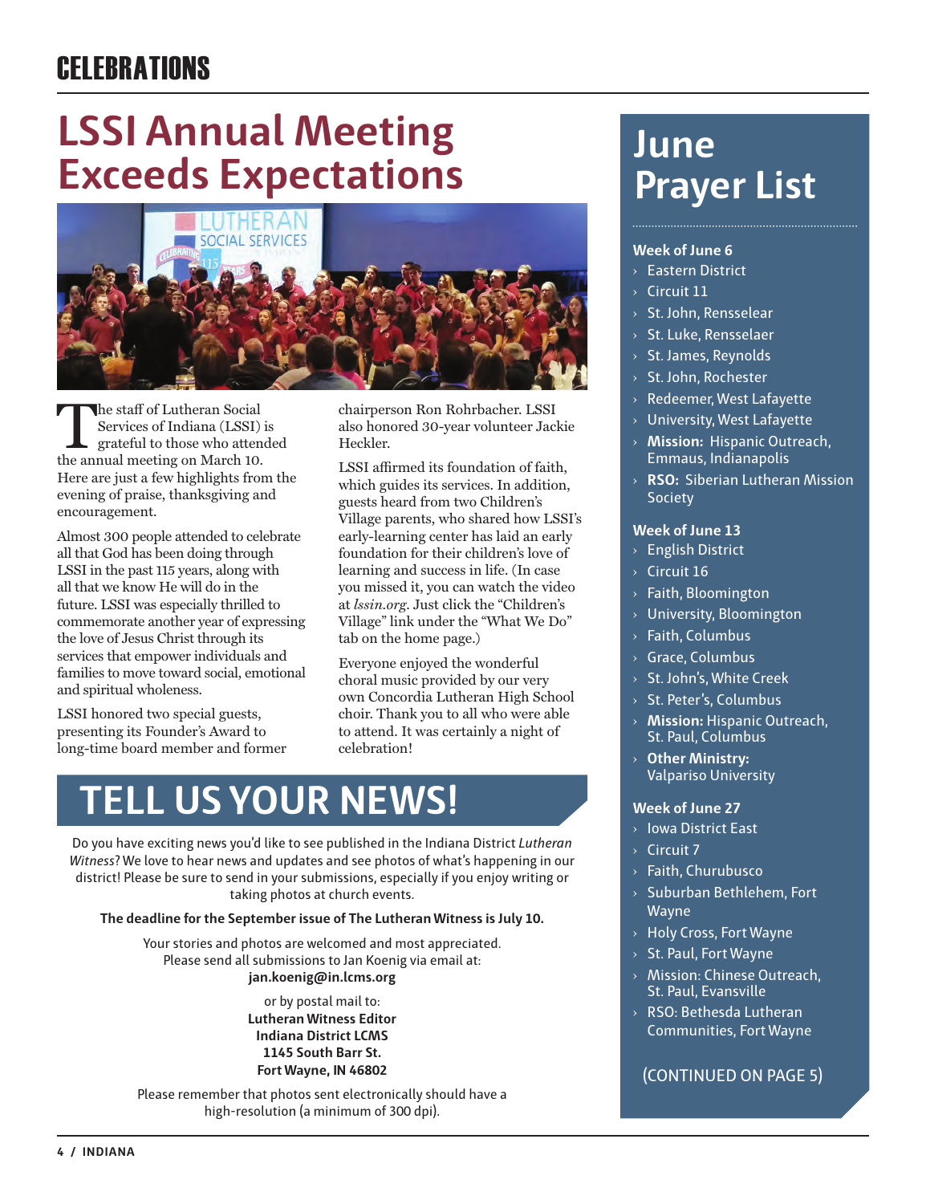# CELEBRATIONS

## LSSI Annual Meeting Exceeds Expectations

The staff of Lutheran Social Services of Indiana (LSSI) is grateful to those who attended the annual meeting on March 10. Here are just a few highlights from the evening of praise, thanksgiving and encouragement.

Almost 300 people attended to celebrate all that God has been doing through LSSI in the past 115 years, along with all that we know He will do in the future. LSSI was especially thrilled to commemorate another year of expressing the love of Jesus Christ through its services that empower individuals and families to move toward social, emotional and spiritual wholeness.

LSSI honored two special guests, presenting its Founder's Award to long-time board member and former chairperson Ron Rohrbacher. LSSI also honored 30-year volunteer Jackie Heckler.

LSSI affirmed its foundation of faith, which guides its services. In addition, guests heard from two Children's Village parents, who shared how LSSI's early-learning center has laid an early foundation for their children's love of learning and success in life. (In case you missed it, you can watch the video at *lssin.org*. Just click the "Children's Village" link under the "What We Do" tab on the home page.)

Everyone enjoyed the wonderful choral music provided by our very own Concordia Lutheran High School choir. Thank you to all who were able to attend. It was certainly a night of celebration!

## TELL US YOUR NEWS!

Do you have exciting news you'd like to see published in the Indiana District *Lutheran Witness*? We love to hear news and updates and see photos of what's happening in our district! Please be sure to send in your submissions, especially if you enjoy writing or taking photos at church events.

**The deadline for the September issue of The Lutheran Witness is July 10.**

Your stories and photos are welcomed and most appreciated.
Please send all submissions to Jan Koenig via email at:
**jan.koenig@in.lcms.org**

or by postal mail to:
**Lutheran Witness Editor**
**Indiana District LCMS**
**1145 South Barr St.**
**Fort Wayne, IN 46802**

Please remember that photos sent electronically should have a high-resolution (a minimum of 300 dpi).

## June Prayer List

**Week of June 6**

- Eastern District
- Circuit 11
- St. John, Rensselear
- St. Luke, Rensselaer
- St. James, Reynolds
- St. John, Rochester
- Redeemer, West Lafayette
- University, West Lafayette
- **Mission:** Hispanic Outreach, Emmaus, Indianapolis
- **RSO:** Siberian Lutheran Mission Society

**Week of June 13**

- English District
- Circuit 16
- Faith, Bloomington
- University, Bloomington
- Faith, Columbus
- Grace, Columbus
- St. John's, White Creek
- St. Peter's, Columbus
- **Mission:** Hispanic Outreach, St. Paul, Columbus
- **Other Ministry:** Valpariso University

**Week of June 27**

- Iowa District East
- Circuit 7
- Faith, Churubusco
- Suburban Bethlehem, Fort Wayne
- Holy Cross, Fort Wayne
- St. Paul, Fort Wayne
- Mission: Chinese Outreach, St. Paul, Evansville
- RSO: Bethesda Lutheran Communities, Fort Wayne

(CONTINUED ON PAGE 5)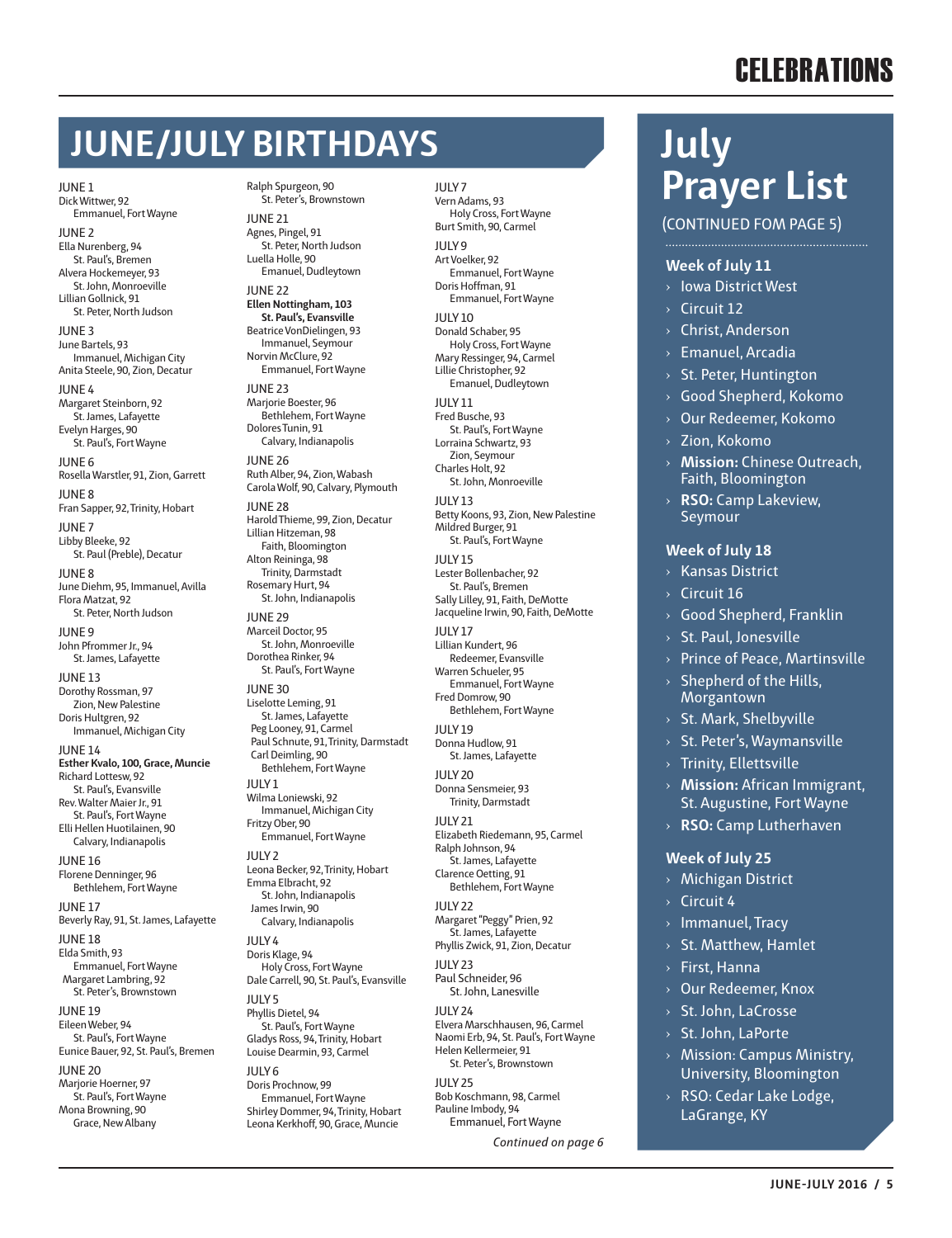# CELEBRATIONS

## JUNE/JULY BIRTHDAYS

JUNE 1
Dick Wittwer, 92
Emmanuel, Fort Wayne

JUNE 2
Ella Nurenberg, 94
St. Paul's, Bremen
Alvera Hockemeyer, 93
St. John, Monroeville
Lillian Gollnick, 91
St. Peter, North Judson

JUNE 3
June Bartels, 93
Immanuel, Michigan City
Anita Steele, 90, Zion, Decatur

JUNE 4
Margaret Steinborn, 92
St. James, Lafayette
Evelyn Harges, 90
St. Paul's, Fort Wayne

JUNE 6
Rosella Warstler, 91, Zion, Garrett

JUNE 8
Fran Sapper, 92, Trinity, Hobart

JUNE 7
Libby Bleeke, 92
St. Paul (Preble), Decatur

JUNE 8
June Diehm, 95, Immanuel, Avilla
Flora Matzat, 92
St. Peter, North Judson

JUNE 9
John Pfrommer Jr., 94
St. James, Lafayette

JUNE 13
Dorothy Rossman, 97
Zion, New Palestine
Doris Hultgren, 92
Immanuel, Michigan City

JUNE 14
**Esther Kvalo, 100, Grace, Muncie**
Richard Lottesw, 92
St. Paul's, Evansville
Rev. Walter Maier Jr., 91
St. Paul's, Fort Wayne
Elli Hellen Huotilainen, 90
Calvary, Indianapolis

JUNE 16
Florene Denninger, 96
Bethlehem, Fort Wayne

JUNE 17
Beverly Ray, 91, St. James, Lafayette

JUNE 18
Elda Smith, 93
Emmanuel, Fort Wayne
Margaret Lambring, 92
St. Peter's, Brownstown

JUNE 19
Eileen Weber, 94
St. Paul's, Fort Wayne
Eunice Bauer, 92, St. Paul's, Bremen

JUNE 20
Marjorie Hoerner, 97
St. Paul's, Fort Wayne
Mona Browning, 90
Grace, New Albany

Ralph Spurgeon, 90
St. Peter's, Brownstown

JUNE 21
Agnes, Pingel, 91
St. Peter, North Judson
Luella Holle, 90
Emanuel, Dudleytown

JUNE 22
**Ellen Nottingham, 103**
**St. Paul's, Evansville**
Beatrice VonDielingen, 93
Immanuel, Seymour
Norvin McClure, 92
Emmanuel, Fort Wayne

JUNE 23
Marjorie Boester, 96
Bethlehem, Fort Wayne
Dolores Tunin, 91
Calvary, Indianapolis

JUNE 26
Ruth Alber, 94, Zion, Wabash
Carola Wolf, 90, Calvary, Plymouth

JUNE 28
Harold Thieme, 99, Zion, Decatur
Lillian Hitzeman, 98
Faith, Bloomington
Alton Reininga, 98
Trinity, Darmstadt
Rosemary Hurt, 94
St. John, Indianapolis

JUNE 29
Marceil Doctor, 95
St. John, Monroeville
Dorothea Rinker, 94
St. Paul's, Fort Wayne

JUNE 30
Liselotte Leming, 91
St. James, Lafayette
Peg Looney, 91, Carmel
Paul Schnute, 91, Trinity, Darmstadt
Carl Deimling, 90
Bethlehem, Fort Wayne

JULY 1
Wilma Loniewski, 92
Immanuel, Michigan City
Fritzy Ober, 90
Emmanuel, Fort Wayne

JULY 2
Leona Becker, 92, Trinity, Hobart
Emma Elbracht, 92
St. John, Indianapolis
James Irwin, 90
Calvary, Indianapolis

JULY 4
Doris Klage, 94
Holy Cross, Fort Wayne
Dale Carrell, 90, St. Paul's, Evansville

JULY 5
Phyllis Dietel, 94
St. Paul's, Fort Wayne
Gladys Ross, 94, Trinity, Hobart
Louise Dearmin, 93, Carmel

JULY 6
Doris Prochnow, 99
Emmanuel, Fort Wayne
Shirley Dommer, 94, Trinity, Hobart
Leona Kerkhoff, 90, Grace, Muncie

JULY 7
Vern Adams, 93
Holy Cross, Fort Wayne
Burt Smith, 90, Carmel

JULY 9
Art Voelker, 92
Emmanuel, Fort Wayne
Doris Hoffman, 91
Emmanuel, Fort Wayne

JULY 10
Donald Schaber, 95
Holy Cross, Fort Wayne
Mary Ressinger, 94, Carmel
Lillie Christopher, 92
Emanuel, Dudleytown

JULY 11
Fred Busche, 93
St. Paul's, Fort Wayne
Lorraina Schwartz, 93
Zion, Seymour
Charles Holt, 92
St. John, Monroeville

JULY 13
Betty Koons, 93, Zion, New Palestine
Mildred Burger, 91
St. Paul's, Fort Wayne

JULY 15
Lester Bollenbacher, 92
St. Paul's, Bremen
Sally Lilley, 91, Faith, DeMotte
Jacqueline Irwin, 90, Faith, DeMotte

JULY 17
Lillian Kundert, 96
Redeemer, Evansville
Warren Schueler, 95
Emmanuel, Fort Wayne
Fred Domrow, 90
Bethlehem, Fort Wayne

JULY 19
Donna Hudlow, 91
St. James, Lafayette

JULY 20
Donna Sensmeier, 93
Trinity, Darmstadt

JULY 21
Elizabeth Riedemann, 95, Carmel
Ralph Johnson, 94
St. James, Lafayette
Clarence Oetting, 91
Bethlehem, Fort Wayne

JULY 22
Margaret "Peggy" Prien, 92
St. James, Lafayette
Phyllis Zwick, 91, Zion, Decatur

JULY 23
Paul Schneider, 96
St. John, Lanesville

JULY 24
Elvera Marschhausen, 96, Carmel
Naomi Erb, 94, St. Paul's, Fort Wayne
Helen Kellermeier, 91
St. Peter's, Brownstown

JULY 25
Bob Koschmann, 98, Carmel
Pauline Imbody, 94
Emmanuel, Fort Wayne

*Continued on page 6*

## July Prayer List

(CONTINUED FOM PAGE 5)

### Week of July 11

- Iowa District West
- Circuit 12
- Christ, Anderson
- Emanuel, Arcadia
- St. Peter, Huntington
- Good Shepherd, Kokomo
- Our Redeemer, Kokomo
- Zion, Kokomo
- **Mission:** Chinese Outreach, Faith, Bloomington
- **RSO:** Camp Lakeview, Seymour

### Week of July 18

- Kansas District
- Circuit 16
- Good Shepherd, Franklin
- St. Paul, Jonesville
- Prince of Peace, Martinsville
- Shepherd of the Hills, Morgantown
- St. Mark, Shelbyville
- St. Peter's, Waymansville
- Trinity, Ellettsville
- **Mission:** African Immigrant, St. Augustine, Fort Wayne
- **RSO:** Camp Lutherhaven

### Week of July 25

- Michigan District
- Circuit 4
- Immanuel, Tracy
- St. Matthew, Hamlet
- First, Hanna
- Our Redeemer, Knox
- St. John, LaCrosse
- St. John, LaPorte
- Mission: Campus Ministry, University, Bloomington
- RSO: Cedar Lake Lodge, LaGrange, KY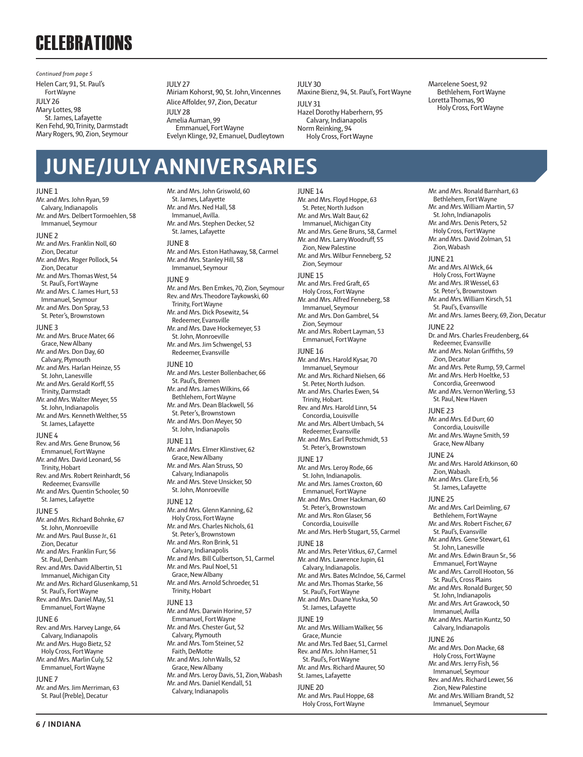# CELEBRATIONS

*Continued from page 5*

Helen Carr, 91, St. Paul's
Fort Wayne

JULY 26

Mary Lottes, 98
St. James, Lafayette
Ken Fehd, 90, Trinity, Darmstadt
Mary Rogers, 90, Zion, Seymour

JULY 27

Miriam Kohorst, 90, St. John, Vincennes
Alice Affolder, 97, Zion, Decatur

JULY 28

Amelia Auman, 99
Emmanuel, Fort Wayne
Evelyn Klinge, 92, Emanuel, Dudleytown

JULY 30

Maxine Bienz, 94, St. Paul's, Fort Wayne

JULY 31

Hazel Dorothy Haberhern, 95
Calvary, Indianapolis
Norm Reinking, 94
Holy Cross, Fort Wayne
Marcelene Soest, 92
Bethlehem, Fort Wayne
Loretta Thomas, 90
Holy Cross, Fort Wayne

# JUNE/JULY ANNIVERSARIES

JUNE 1

Mr. and Mrs. John Ryan, 59
Calvary, Indianapolis
Mr. and Mrs. Delbert Tormoehlen, 58
Immanuel, Seymour

JUNE 2

Mr. and Mrs. Franklin Noll, 60
Zion, Decatur
Mr. and Mrs. Roger Pollock, 54
Zion, Decatur
Mr. and Mrs. Thomas West, 54
St. Paul's, Fort Wayne
Mr. and Mrs. C. James Hurt, 53
Immanuel, Seymour
Mr. and Mrs. Don Spray, 53
St. Peter's, Brownstown

JUNE 3

Mr. and Mrs. Bruce Mater, 66
Grace, New Albany
Mr. and Mrs. Don Day, 60
Calvary, Plymouth
Mr. and Mrs. Harlan Heinze, 55
St. John, Lanesville
Mr. and Mrs. Gerald Korff, 55
Trinity, Darmstadt
Mr. and Mrs. Walter Meyer, 55
St. John, Indianapolis
Mr. and Mrs. Kenneth Welther, 55
St. James, Lafayette

JUNE 4

Rev. and Mrs. Gene Brunow, 56
Emmanuel, Fort Wayne
Mr. and Mrs. David Leonard, 56
Trinity, Hobart
Rev. and Mrs. Robert Reinhardt, 56
Redeemer, Evansville
Mr. and Mrs. Quentin Schooler, 50
St. James, Lafayette

JUNE 5

Mr. and Mrs. Richard Bohnke, 67
St. John, Monroeville
Mr. and Mrs. Paul Busse Jr., 61
Zion, Decatur
Mr. and Mrs. Franklin Furr, 56
St. Paul, Denham
Rev. and Mrs. David Albertin, 51
Immanuel, Michigan City
Mr. and Mrs. Richard Glusenkamp, 51
St. Paul's, Fort Wayne
Rev. and Mrs. Daniel May, 51
Emmanuel, Fort Wayne

JUNE 6

Rev. and Mrs. Harvey Lange, 64
Calvary, Indianapolis
Mr. and Mrs. Hugo Bietz, 52
Holy Cross, Fort Wayne
Mr. and Mrs. Marlin Culy, 52
Emmanuel, Fort Wayne

JUNE 7

Mr. and Mrs. Jim Merriman, 63
St. Paul (Preble), Decatur
Mr. and Mrs. John Griswold, 60
St. James, Lafayette
Mr. and Mrs. Ned Hall, 58
Immanuel, Avilla.
Mr. and Mrs. Stephen Decker, 52
St. James, Lafayette

JUNE 8

Mr. and Mrs. Eston Hathaway, 58, Carmel
Mr. and Mrs. Stanley Hill, 58
Immanuel, Seymour

JUNE 9

Mr. and Mrs. Ben Emkes, 70, Zion, Seymour
Rev. and Mrs. Theodore Taykowski, 60
Trinity, Fort Wayne
Mr. and Mrs. Dick Posewitz, 54
Redeemer, Evansville
Mr. and Mrs. Dave Hockemeyer, 53
St. John, Monroeville
Mr. and Mrs. Jim Schwengel, 53
Redeemer, Evansville

JUNE 10

Mr. and Mrs. Lester Bollenbacher, 66
St. Paul's, Bremen
Mr. and Mrs. James Wilkins, 66
Bethlehem, Fort Wayne
Mr. and Mrs. Dean Blackwell, 56
St. Peter's, Brownstown
Mr. and Mrs. Don Meyer, 50
St. John, Indianapolis

JUNE 11

Mr. and Mrs. Elmer Klinstiver, 62
Grace, New Albany
Mr. and Mrs. Alan Struss, 50
Calvary, Indianapolis
Mr. and Mrs. Steve Unsicker, 50
St. John, Monroeville

JUNE 12

Mr. and Mrs. Glenn Kanning, 62
Holy Cross, Fort Wayne
Mr. and Mrs. Charles Nichols, 61
St. Peter's, Brownstown
Mr. and Mrs. Ron Brink, 51
Calvary, Indianapolis
Mr. and Mrs. Bill Culbertson, 51, Carmel
Mr. and Mrs. Paul Noel, 51
Grace, New Albany
Mr. and Mrs. Arnold Schroeder, 51
Trinity, Hobart

JUNE 13

Mr. and Mrs. Darwin Horine, 57
Emmanuel, Fort Wayne
Mr. and Mrs. Chester Gut, 52
Calvary, Plymouth
Mr. and Mrs. Tom Steiner, 52
Faith, DeMotte
Mr. and Mrs. John Walls, 52
Grace, New Albany
Mr. and Mrs. Leroy Davis, 51, Zion, Wabash
Mr. and Mrs. Daniel Kendall, 51
Calvary, Indianapolis

JUNE 14

Mr. and Mrs. Floyd Hoppe, 63
St. Peter, North Judson
Mr. and Mrs. Walt Baur, 62
Immanuel, Michigan City
Mr. and Mrs. Gene Bruns, 58, Carmel
Mr. and Mrs. Larry Woodruff, 55
Zion, New Palestine
Mr. and Mrs. Wilbur Fenneberg, 52
Zion, Seymour

JUNE 15

Mr. and Mrs. Fred Graft, 65
Holy Cross, Fort Wayne
Mr. and Mrs. Alfred Fenneberg, 58
Immanuel, Seymour
Mr. and Mrs. Don Gambrel, 54
Zion, Seymour
Mr. and Mrs. Robert Layman, 53
Emmanuel, Fort Wayne

JUNE 16

Mr. and Mrs. Harold Kysar, 70
Immanuel, Seymour
Mr. and Mrs. Richard Nielsen, 66
St. Peter, North Judson.
Mr. and Mrs. Charles Ewen, 54
Trinity, Hobart.
Rev. and Mrs. Harold Linn, 54
Concordia, Louisville
Mr. and Mrs. Albert Umbach, 54
Redeemer, Evansville
Mr. and Mrs. Earl Pottschmidt, 53
St. Peter's, Brownstown

JUNE 17

Mr. and Mrs. Leroy Rode, 66
St. John, Indianapolis.
Mr. and Mrs. James Croxton, 60
Emmanuel, Fort Wayne
Mr. and Mrs. Omer Hackman, 60
St. Peter's, Brownstown
Mr. and Mrs. Ron Glaser, 56
Concordia, Louisville
Mr. and Mrs. Herb Stugart, 55, Carmel

JUNE 18

Mr. and Mrs. Peter Vitkus, 67, Carmel
Mr. and Mrs. Lawrence Jupin, 61
Calvary, Indianapolis.
Mr. and Mrs. Bates McIndoe, 56, Carmel
Mr. and Mrs. Thomas Starke, 56
St. Paul's, Fort Wayne
Mr. and Mrs. Duane Yuska, 50
St. James, Lafayette

JUNE 19

Mr. and Mrs. William Walker, 56
Grace, Muncie
Mr. and Mrs. Ted Baer, 51, Carmel
Rev. and Mrs. John Hamer, 51
St. Paul's, Fort Wayne
Mr. and Mrs. Richard Maurer, 50
St. James, Lafayette

JUNE 20

Mr. and Mrs. Paul Hoppe, 68
Holy Cross, Fort Wayne
Mr. and Mrs. Ronald Barnhart, 63
Bethlehem, Fort Wayne
Mr. and Mrs. William Martin, 57
St. John, Indianapolis
Mr. and Mrs. Denis Peters, 52
Holy Cross, Fort Wayne
Mr. and Mrs. David Zolman, 51
Zion, Wabash

JUNE 21

Mr. and Mrs. Al Wick, 64
Holy Cross, Fort Wayne
Mr. and Mrs. JR Wessel, 63
St. Peter's, Brownstown
Mr. and Mrs. William Kirsch, 51
St. Paul's, Evansville
Mr. and Mrs. James Beery, 69, Zion, Decatur

JUNE 22

Dr. and Mrs. Charles Freudenberg, 64
Redeemer, Evansville
Mr. and Mrs. Nolan Griffiths, 59
Zion, Decatur
Mr. and Mrs. Pete Rump, 59, Carmel
Mr. and Mrs. Herb Hoeltke, 53
Concordia, Greenwood
Mr. and Mrs. Vernon Werling, 53
St. Paul, New Haven

JUNE 23

Mr. and Mrs. Ed Durr, 60
Concordia, Louisville
Mr. and Mrs. Wayne Smith, 59
Grace, New Albany

JUNE 24

Mr. and Mrs. Harold Atkinson, 60
Zion, Wabash.
Mr. and Mrs. Clare Erb, 56
St. James, Lafayette

JUNE 25

Mr. and Mrs. Carl Deimling, 67
Bethlehem, Fort Wayne
Mr. and Mrs. Robert Fischer, 67
St. Paul's, Evansville
Mr. and Mrs. Gene Stewart, 61
St. John, Lanesville
Mr. and Mrs. Edwin Braun Sr., 56
Emmanuel, Fort Wayne
Mr. and Mrs. Carroll Hooton, 56
St. Paul's, Cross Plains
Mr. and Mrs. Ronald Burger, 50
St. John, Indianapolis
Mr. and Mrs. Art Grawcock, 50
Immanuel, Avilla
Mr. and Mrs. Martin Kuntz, 50
Calvary, Indianapolis

JUNE 26

Mr. and Mrs. Don Macke, 68
Holy Cross, Fort Wayne
Mr. and Mrs. Jerry Fish, 56
Immanuel, Seymour
Rev. and Mrs. Richard Lewer, 56
Zion, New Palestine
Mr. and Mrs. William Brandt, 52
Immanuel, Seymour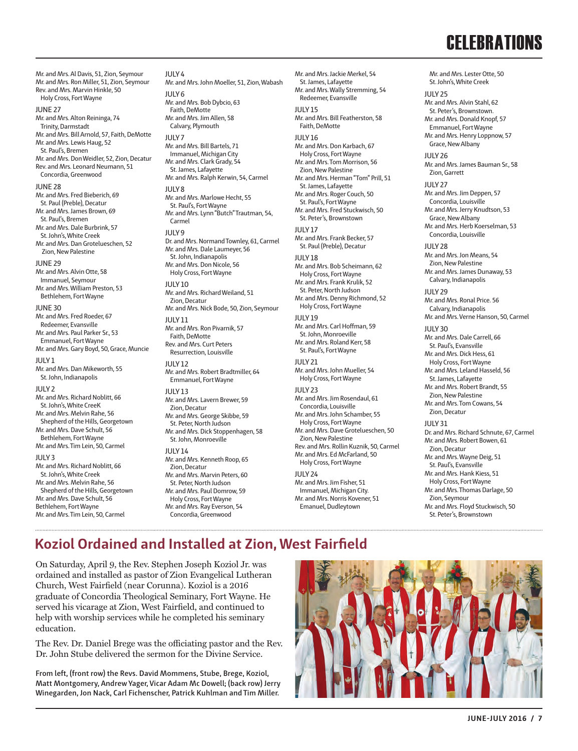# CELEBRATIONS

Mr. and Mrs. Al Davis, 51, Zion, Seymour
Mr. and Mrs. Ron Miller, 51, Zion, Seymour
Rev. and Mrs. Marvin Hinkle, 50
Holy Cross, Fort Wayne

JUNE 27
Mr. and Mrs. Alton Reininga, 74
Trinity, Darmstadt
Mr. and Mrs. Bill Arnold, 57, Faith, DeMotte
Mr. and Mrs. Lewis Haug, 52
St. Paul's, Bremen
Mr. and Mrs. Don Weidler, 52, Zion, Decatur
Rev. and Mrs. Leonard Neumann, 51
Concordia, Greenwood

JUNE 28
Mr. and Mrs. Fred Bieberich, 69
St. Paul (Preble), Decatur
Mr. and Mrs. James Brown, 69
St. Paul's, Bremen
Mr. and Mrs. Dale Burbrink, 57
St. John's, White Creek
Mr. and Mrs. Dan Grotelueschen, 52
Zion, New Palestine

JUNE 29
Mr. and Mrs. Alvin Otte, 58
Immanuel, Seymour
Mr. and Mrs. William Preston, 53
Bethlehem, Fort Wayne

JUNE 30
Mr. and Mrs. Fred Roeder, 67
Redeemer, Evansville
Mr. and Mrs. Paul Parker Sr., 53
Emmanuel, Fort Wayne
Mr. and Mrs. Gary Boyd, 50, Grace, Muncie

JULY 1
Mr. and Mrs. Dan Mikeworth, 55
St. John, Indianapolis

JULY 2
Mr. and Mrs. Richard Noblitt, 66
St. John's, White CreeK
Mr. and Mrs. Melvin Rahe, 56
Shepherd of the Hills, Georgetown
Mr. and Mrs. Dave Schult, 56
Bethlehem, Fort Wayne
Mr. and Mrs. Tim Lein, 50, Carmel

JULY 3
Mr. and Mrs. Richard Noblitt, 66
St. John's, White Creek
Mr. and Mrs. Melvin Rahe, 56
Shepherd of the Hills, Georgetown
Mr. and Mrs. Dave Schult, 56
Bethlehem, Fort Wayne
Mr. and Mrs. Tim Lein, 50, Carmel

JULY 4
Mr. and Mrs. John Moeller, 51, Zion, Wabash

JULY 6
Mr. and Mrs. Bob Dybcio, 63
Faith, DeMotte
Mr. and Mrs. Jim Allen, 58
Calvary, Plymouth

JULY 7
Mr. and Mrs. Bill Bartels, 71
Immanuel, Michigan City
Mr. and Mrs. Clark Grady, 54
St. James, Lafayette
Mr. and Mrs. Ralph Kerwin, 54, Carmel

JULY 8
Mr. and Mrs. Marlowe Hecht, 55
St. Paul's, Fort Wayne
Mr. and Mrs. Lynn "Butch" Trautman, 54,
Carmel

JULY 9
Dr. and Mrs. Normand Townley, 61, Carmel
Mr. and Mrs. Dale Laumeyer, 56
St. John, Indianapolis
Mr. and Mrs. Don Nicole, 56
Holy Cross, Fort Wayne

JULY 10
Mr. and Mrs. Richard Weiland, 51
Zion, Decatur
Mr. and Mrs. Nick Bode, 50, Zion, Seymour

JULY 11
Mr. and Mrs. Ron Pivarnik, 57
Faith, DeMotte
Rev. and Mrs. Curt Peters
Resurrection, Louisville

JULY 12
Mr. and Mrs. Robert Bradtmiller, 64
Emmanuel, Fort Wayne

JULY 13
Mr. and Mrs. Lavern Brewer, 59
Zion, Decatur
Mr. and Mrs. George Skibbe, 59
St. Peter, North Judson
Mr. and Mrs. Dick Stoppenhagen, 58
St. John, Monroeville

JULY 14
Mr. and Mrs. Kenneth Roop, 65
Zion, Decatur
Mr. and Mrs. Marvin Peters, 60
St. Peter, North Judson
Mr. and Mrs. Paul Domrow, 59
Holy Cross, Fort Wayne
Mr. and Mrs. Ray Everson, 54
Concordia, Greenwood

Mr. and Mrs. Jackie Merkel, 54
St. James, Lafayette
Mr. and Mrs. Wally Stremming, 54
Redeemer, Evansville

JULY 15
Mr. and Mrs. Bill Featherston, 58
Faith, DeMotte

JULY 16
Mr. and Mrs. Don Karbach, 67
Holy Cross, Fort Wayne
Mr. and Mrs. Tom Morrison, 56
Zion, New Palestine
Mr. and Mrs. Herman "Tom" Prill, 51
St. James, Lafayette
Mr. and Mrs. Roger Couch, 50
St. Paul's, Fort Wayne
Mr. and Mrs. Fred Stuckwisch, 50
St. Peter's, Brownstown

JULY 17
Mr. and Mrs. Frank Becker, 57
St. Paul (Preble), Decatur

JULY 18
Mr. and Mrs. Bob Scheimann, 62
Holy Cross, Fort Wayne
Mr. and Mrs. Frank Krulik, 52
St. Peter, North Judson
Mr. and Mrs. Denny Richmond, 52
Holy Cross, Fort Wayne

JULY 19
Mr. and Mrs. Carl Hoffman, 59
St. John, Monroeville
Mr. and Mrs. Roland Kerr, 58
St. Paul's, Fort Wayne

JULY 21
Mr. and Mrs. John Mueller, 54
Holy Cross, Fort Wayne

JULY 23
Mr. and Mrs. Jim Rosendaul, 61
Concordia, Louisville
Mr. and Mrs. John Schamber, 55
Holy Cross, Fort Wayne
Mr. and Mrs. Dave Grotelueschen, 50
Zion, New Palestine
Rev. and Mrs. Rollin Kuznik, 50, Carmel
Mr. and Mrs. Ed McFarland, 50
Holy Cross, Fort Wayne

JULY 24
Mr. and Mrs. Jim Fisher, 51
Immanuel, Michigan City.
Mr. and Mrs. Norris Kovener, 51
Emanuel, Dudleytown

Mr. and Mrs. Lester Otte, 50
St. John's, White Creek

JULY 25
Mr. and Mrs. Alvin Stahl, 62
St. Peter's, Brownstown.
Mr. and Mrs. Donald Knopf, 57
Emmanuel, Fort Wayne
Mr. and Mrs. Henry Loppnow, 57
Grace, New Albany

JULY 26
Mr. and Mrs. James Bauman Sr., 58
Zion, Garrett

JULY 27
Mr. and Mrs. Jim Deppen, 57
Concordia, Louisville
Mr. and Mrs. Jerry Knudtson, 53
Grace, New Albany
Mr. and Mrs. Herb Koerselman, 53
Concordia, Louisville

JULY 28
Mr. and Mrs. Jon Means, 54
Zion, New Palestine
Mr. and Mrs. James Dunaway, 53
Calvary, Indianapolis

JULY 29
Mr. and Mrs. Ronal Price. 56
Calvary, Indianapolis
Mr. and Mrs. Verne Hanson, 50, Carmel

JULY 30
Mr. and Mrs. Dale Carrell, 66
St. Paul's, Evansville
Mr. and Mrs. Dick Hess, 61
Holy Cross, Fort Wayne
Mr. and Mrs. Leland Hasseld, 56
St. James, Lafayette
Mr. and Mrs. Robert Brandt, 55
Zion, New Palestine
Mr. and Mrs. Tom Cowans, 54
Zion, Decatur

JULY 31
Dr. and Mrs. Richard Schnute, 67, Carmel
Mr. and Mrs. Robert Bowen, 61
Zion, Decatur
Mr. and Mrs. Wayne Deig, 51
St. Paul's, Evansville
Mr. and Mrs. Hank Kiess, 51
Holy Cross, Fort Wayne
Mr. and Mrs. Thomas Darlage, 50
Zion, Seymour
Mr. and Mrs. Floyd Stuckwisch, 50
St. Peter's, Brownstown

## Koziol Ordained and Installed at Zion, West Fairfield

On Saturday, April 9, the Rev. Stephen Joseph Koziol Jr. was ordained and installed as pastor of Zion Evangelical Lutheran Church, West Fairfield (near Corunna). Koziol is a 2016 graduate of Concordia Theological Seminary, Fort Wayne. He served his vicarage at Zion, West Fairfield, and continued to help with worship services while he completed his seminary education.

The Rev. Dr. Daniel Brege was the officiating pastor and the Rev. Dr. John Stube delivered the sermon for the Divine Service.

**From left, (front row) the Revs. David Mommens, Stube, Brege, Koziol, Matt Montgomery, Andrew Yager, Vicar Adam Mc Dowell; (back row) Jerry Winegarden, Jon Nack, Carl Fichenscher, Patrick Kuhlman and Tim Miller.**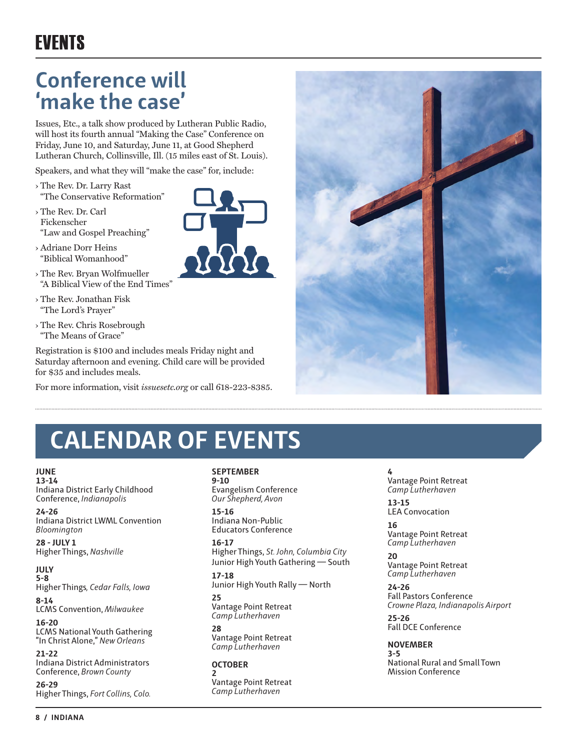# EVENTS

## Conference will 'make the case'

Issues, Etc., a talk show produced by Lutheran Public Radio, will host its fourth annual "Making the Case" Conference on Friday, June 10, and Saturday, June 11, at Good Shepherd Lutheran Church, Collinsville, Ill. (15 miles east of St. Louis).

Speakers, and what they will "make the case" for, include:

- The Rev. Dr. Larry Rast "The Conservative Reformation"
- The Rev. Dr. Carl Fickenscher "Law and Gospel Preaching"
- Adriane Dorr Heins "Biblical Womanhood"
- The Rev. Bryan Wolfmueller "A Biblical View of the End Times"
- The Rev. Jonathan Fisk "The Lord's Prayer"
- The Rev. Chris Rosebrough "The Means of Grace"

Registration is $100 and includes meals Friday night and Saturday afternoon and evening. Child care will be provided for $35 and includes meals.

For more information, visit *issuesetc.org* or call 618-223-8385.

# CALENDAR OF EVENTS

**JUNE**

**13-14**
Indiana District Early Childhood Conference, *Indianapolis*

**24-26**
Indiana District LWML Convention
*Bloomington*

**28 - JULY 1**
Higher Things, *Nashville*

**JULY**

**5-8**
Higher Things*, Cedar Falls, Iowa*

**8-14**
LCMS Convention, *Milwaukee*

**16-20**
LCMS National Youth Gathering "In Christ Alone," *New Orleans*

**21-22**
Indiana District Administrators Conference, *Brown County*

**26-29**
Higher Things, *Fort Collins, Colo.*

**SEPTEMBER**

**9-10**
Evangelism Conference
*Our Shepherd, Avon*

**15-16**
Indiana Non-Public Educators Conference

**16-17**
Higher Things, *St. John, Columbia City*
Junior High Youth Gathering — South

**17-18**
Junior High Youth Rally — North

**25**
Vantage Point Retreat
*Camp Lutherhaven*

**28**
Vantage Point Retreat
*Camp Lutherhaven*

**OCTOBER**

**2**
Vantage Point Retreat
*Camp Lutherhaven*

**4**
Vantage Point Retreat
*Camp Lutherhaven*

**13-15**
LEA Convocation

**16**
Vantage Point Retreat
*Camp Lutherhaven*

**20**
Vantage Point Retreat
*Camp Lutherhaven*

**24-26**
Fall Pastors Conference
*Crowne Plaza, Indianapolis Airport*

**25-26**
Fall DCE Conference

**NOVEMBER**

**3-5**
National Rural and Small Town Mission Conference